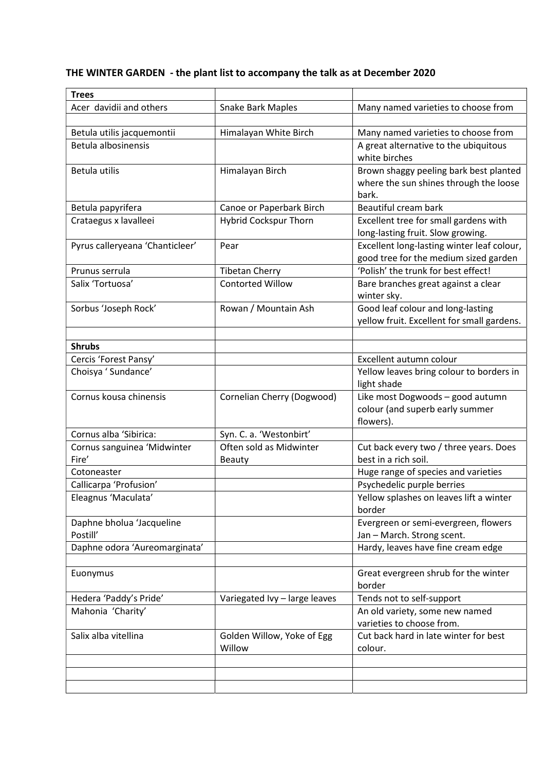**THE WINTER GARDEN - the plant list to accompany the talk as at December 2020**

| **Trees** | | |
|---|---|---|
| Acer davidii and others | Snake Bark Maples | Many named varieties to choose from |
| | | |
| Betula utilis jacquemontii | Himalayan White Birch | Many named varieties to choose from |
| Betula albosinensis | | A great alternative to the ubiquitous white birches |
| Betula utilis | Himalayan Birch | Brown shaggy peeling bark best planted where the sun shines through the loose bark. |
| Betula papyrifera | Canoe or Paperbark Birch | Beautiful cream bark |
| Crataegus x lavalleei | Hybrid Cockspur Thorn | Excellent tree for small gardens with long-lasting fruit. Slow growing. |
| Pyrus calleryeana 'Chanticleer' | Pear | Excellent long-lasting winter leaf colour, good tree for the medium sized garden |
| Prunus serrula | Tibetan Cherry | 'Polish' the trunk for best effect! |
| Salix 'Tortuosa' | Contorted Willow | Bare branches great against a clear winter sky. |
| Sorbus 'Joseph Rock' | Rowan / Mountain Ash | Good leaf colour and long-lasting yellow fruit. Excellent for small gardens. |
| | | |
| **Shrubs** | | |
| Cercis 'Forest Pansy' | | Excellent autumn colour |
| Choisya ' Sundance' | | Yellow leaves bring colour to borders in light shade |
| Cornus kousa chinensis | Cornelian Cherry (Dogwood) | Like most Dogwoods – good autumn colour (and superb early summer flowers). |
| Cornus alba 'Sibirica: | Syn. C. a. 'Westonbirt' | |
| Cornus sanguinea 'Midwinter Fire' | Often sold as Midwinter Beauty | Cut back every two / three years. Does best in a rich soil. |
| Cotoneaster | | Huge range of species and varieties |
| Callicarpa 'Profusion' | | Psychedelic purple berries |
| Eleagnus 'Maculata' | | Yellow splashes on leaves lift a winter border |
| Daphne bholua 'Jacqueline Postill' | | Evergreen or semi-evergreen, flowers Jan – March. Strong scent. |
| Daphne odora 'Aureomarginata' | | Hardy, leaves have fine cream edge |
| | | |
| Euonymus | | Great evergreen shrub for the winter border |
| Hedera 'Paddy's Pride' | Variegated Ivy – large leaves | Tends not to self-support |
| Mahonia 'Charity' | | An old variety, some new named varieties to choose from. |
| Salix alba vitellina | Golden Willow, Yoke of Egg Willow | Cut back hard in late winter for best colour. |
| | | |
| | | |
| | | |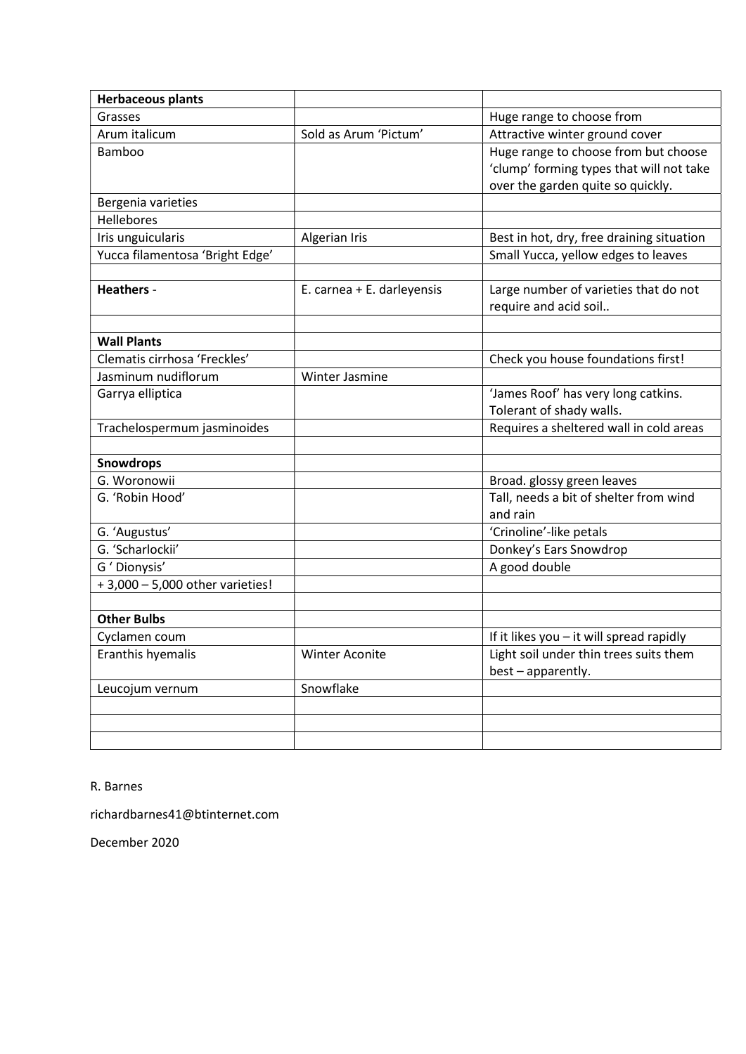| | | |
|---|---|---|
| **Herbaceous plants** | | |
| Grasses | | Huge range to choose from |
| Arum italicum | Sold as Arum 'Pictum' | Attractive winter ground cover |
| Bamboo | | Huge range to choose from but choose 'clump' forming types that will not take over the garden quite so quickly. |
| Bergenia varieties | | |
| Hellebores | | |
| Iris unguicularis | Algerian Iris | Best in hot, dry, free draining situation |
| Yucca filamentosa 'Bright Edge' | | Small Yucca, yellow edges to leaves |
| | | |
| **Heathers** - | E. carnea + E. darleyensis | Large number of varieties that do not require and acid soil.. |
| | | |
| **Wall Plants** | | |
| Clematis cirrhosa 'Freckles' | | Check you house foundations first! |
| Jasminum nudiflorum | Winter Jasmine | |
| Garrya elliptica | | 'James Roof' has very long catkins. Tolerant of shady walls. |
| Trachelospermum jasminoides | | Requires a sheltered wall in cold areas |
| | | |
| **Snowdrops** | | |
| G. Woronowii | | Broad. glossy green leaves |
| G. 'Robin Hood' | | Tall, needs a bit of shelter from wind and rain |
| G. 'Augustus' | | 'Crinoline'-like petals |
| G. 'Scharlockii' | | Donkey's Ears Snowdrop |
| G ' Dionysis' | | A good double |
| + 3,000 – 5,000 other varieties! | | |
| | | |
| **Other Bulbs** | | |
| Cyclamen coum | | If it likes you – it will spread rapidly |
| Eranthis hyemalis | Winter Aconite | Light soil under thin trees suits them best – apparently. |
| Leucojum vernum | Snowflake | |
| | | |
| | | |
| | | |

R. Barnes

richardbarnes41@btinternet.com

December 2020